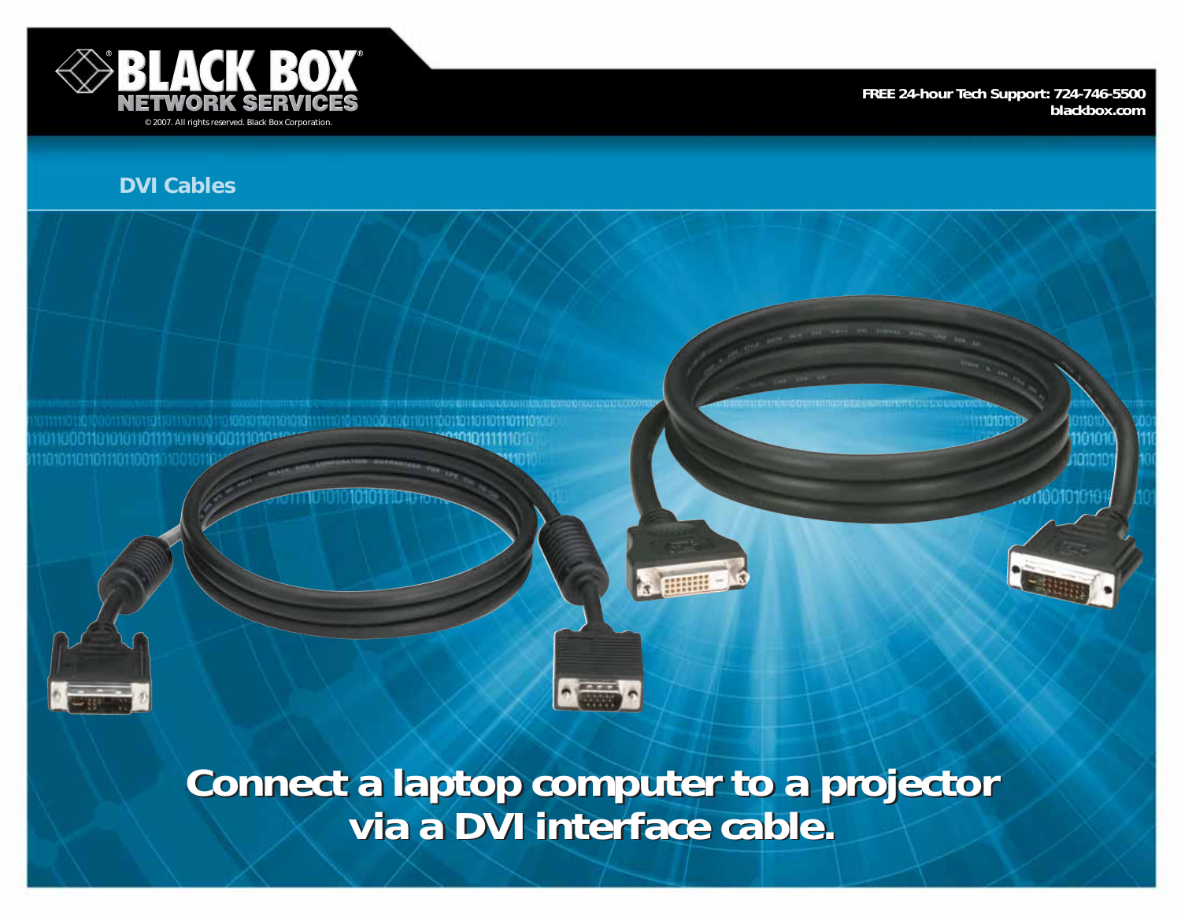BLACK BOX NETWORK SERVICES

© 2007. All rights reserved. Black Box Corporation.

FREE 24-hour Tech Support: 724-746-5500
blackbox.com

## DVI Cables

# Connect a laptop computer to a projector via a DVI interface cable.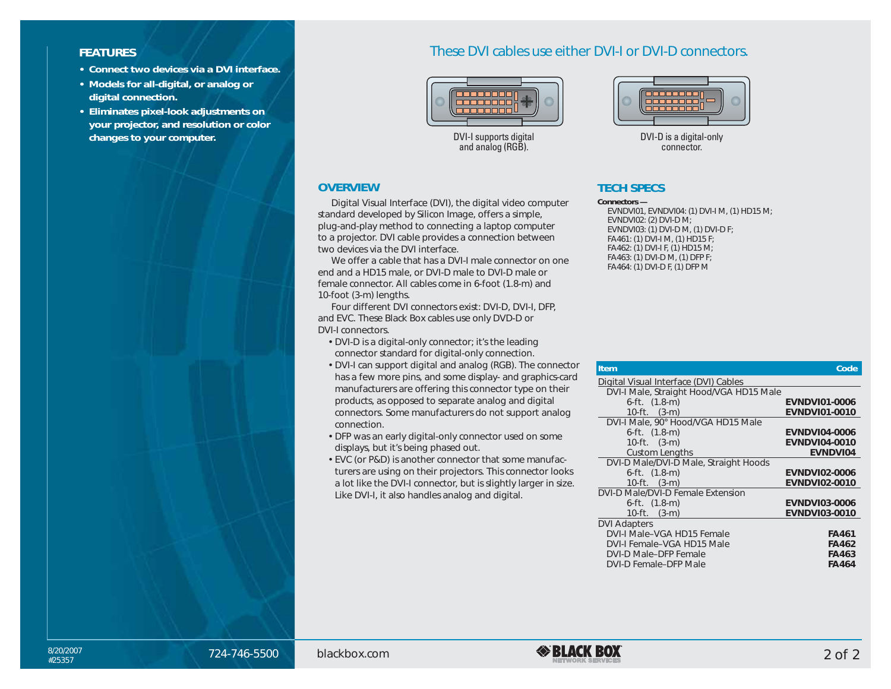## FEATURES

- **Connect two devices via a DVI interface.**
- **Models for all-digital, or analog or digital connection.**
- **Eliminates pixel-look adjustments on your projector, and resolution or color changes to your computer.**

## These DVI cables use either DVI-I or DVI-D connectors.

DVI-I supports digital and analog (RGB).

DVI-D is a digital-only connector.

## OVERVIEW

Digital Visual Interface (DVI), the digital video computer standard developed by Silicon Image, offers a simple, plug-and-play method to connecting a laptop computer to a projector. DVI cable provides a connection between two devices via the DVI interface.

We offer a cable that has a DVI-I male connector on one end and a HD15 male, or DVI-D male to DVI-D male or female connector. All cables come in 6-foot (1.8-m) and 10-foot (3-m) lengths.

Four different DVI connectors exist: DVI-D, DVI-I, DFP, and EVC. These Black Box cables use only DVD-D or DVI-I connectors.

- DVI-D is a digital-only connector; it's the leading connector standard for digital-only connection.
- DVI-I can support digital and analog (RGB). The connector has a few more pins, and some display- and graphics-card manufacturers are offering this connector type on their products, as opposed to separate analog and digital connectors. Some manufacturers do not support analog connection.
- DFP was an early digital-only connector used on some displays, but it's being phased out.
- EVC (or P&D) is another connector that some manufacturers are using on their projectors. This connector looks a lot like the DVI-I connector, but is slightly larger in size. Like DVI-I, it also handles analog and digital.

## TECH SPECS

**Connectors —**
EVNDVI01, EVNDVI04: (1) DVI-I M, (1) HD15 M;
EVNDVI02: (2) DVI-D M;
EVNDVI03: (1) DVI-D M, (1) DVI-D F;
FA461: (1) DVI-I M, (1) HD15 F;
FA462: (1) DVI-I F, (1) HD15 M;
FA463: (1) DVI-D M, (1) DFP F;
FA464: (1) DVI-D F, (1) DFP M

| Item | Code |
|---|---|
| Digital Visual Interface (DVI) Cables | |
| DVI-I Male, Straight Hood/VGA HD15 Male | |
| 6-ft. (1.8-m) | **EVNDVI01-0006** |
| 10-ft. (3-m) | **EVNDVI01-0010** |
| DVI-I Male, 90° Hood/VGA HD15 Male | |
| 6-ft. (1.8-m) | **EVNDVI04-0006** |
| 10-ft. (3-m) | **EVNDVI04-0010** |
| Custom Lengths | **EVNDVI04** |
| DVI-D Male/DVI-D Male, Straight Hoods | |
| 6-ft. (1.8-m) | **EVNDVI02-0006** |
| 10-ft. (3-m) | **EVNDVI02-0010** |
| DVI-D Male/DVI-D Female Extension | |
| 6-ft. (1.8-m) | **EVNDVI03-0006** |
| 10-ft. (3-m) | **EVNDVI03-0010** |
| DVI Adapters | |
| DVI-I Male–VGA HD15 Female | **FA461** |
| DVI-I Female–VGA HD15 Male | **FA462** |
| DVI-D Male–DFP Female | **FA463** |
| DVI-D Female–DFP Male | **FA464** |

8/20/2007
#25357

724-746-5500

blackbox.com